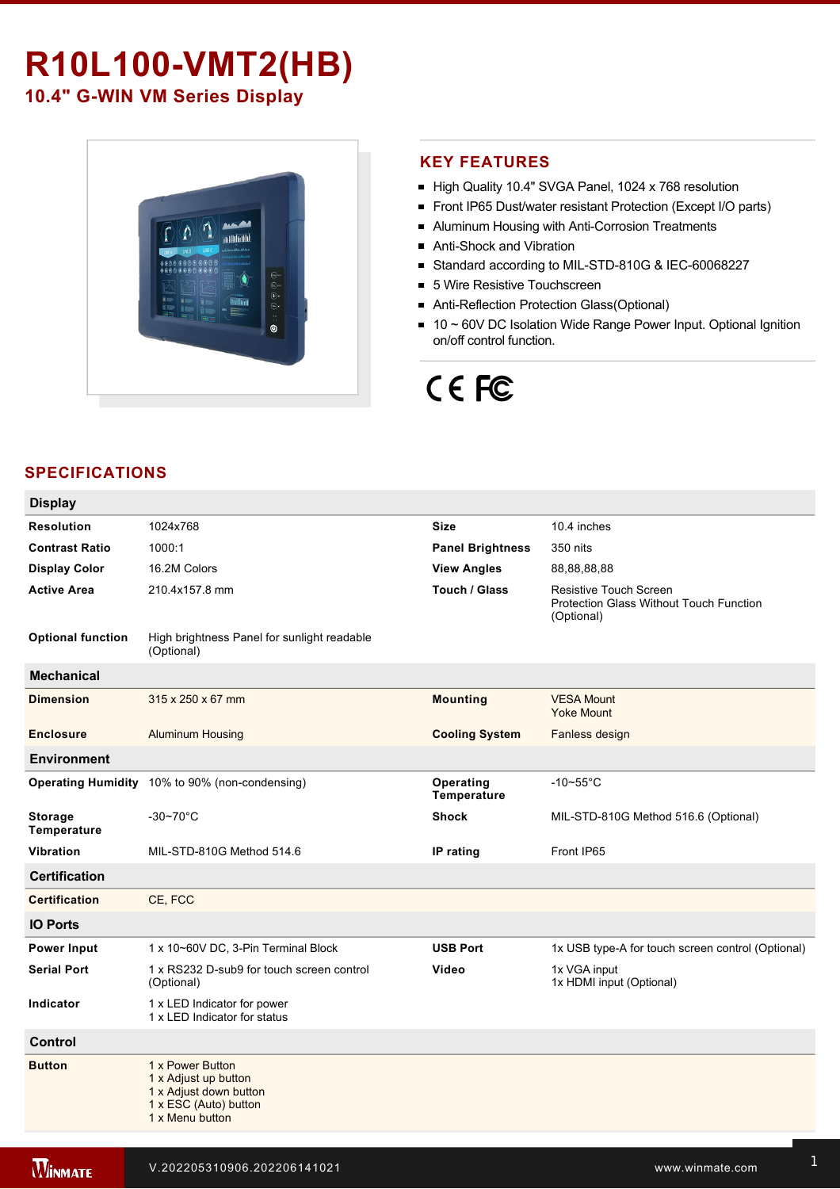# R10L100-VMT2(HB)

## 10.4" G-WIN VM Series Display

## KEY FEATURES

- High Quality 10.4" SVGA Panel, 1024 x 768 resolution
- Front IP65 Dust/water resistant Protection (Except I/O parts)
- Aluminum Housing with Anti-Corrosion Treatments
- Anti-Shock and Vibration
- Standard according to MIL-STD-810G & IEC-60068227
- 5 Wire Resistive Touchscreen
- Anti-Reflection Protection Glass(Optional)
- 10 ~ 60V DC Isolation Wide Range Power Input. Optional Ignition on/off control function.

## SPECIFICATIONS

| Display | | | |
|---|---|---|---|
| **Resolution** | 1024x768 | **Size** | 10.4 inches |
| **Contrast Ratio** | 1000:1 | **Panel Brightness** | 350 nits |
| **Display Color** | 16.2M Colors | **View Angles** | 88,88,88,88 |
| **Active Area** | 210.4x157.8 mm | **Touch / Glass** | Resistive Touch Screen<br>Protection Glass Without Touch Function (Optional) |
| **Optional function** | High brightness Panel for sunlight readable (Optional) | | |
| **Mechanical** | | | |
| **Dimension** | 315 x 250 x 67 mm | **Mounting** | VESA Mount<br>Yoke Mount |
| **Enclosure** | Aluminum Housing | **Cooling System** | Fanless design |
| **Environment** | | | |
| **Operating Humidity** | 10% to 90% (non-condensing) | **Operating Temperature** | -10~55°C |
| **Storage Temperature** | -30~70°C | **Shock** | MIL-STD-810G Method 516.6 (Optional) |
| **Vibration** | MIL-STD-810G Method 514.6 | **IP rating** | Front IP65 |
| **Certification** | | | |
| **Certification** | CE, FCC | | |
| **IO Ports** | | | |
| **Power Input** | 1 x 10~60V DC, 3-Pin Terminal Block | **USB Port** | 1x USB type-A for touch screen control (Optional) |
| **Serial Port** | 1 x RS232 D-sub9 for touch screen control (Optional) | **Video** | 1x VGA input<br>1x HDMI input (Optional) |
| **Indicator** | 1 x LED Indicator for power<br>1 x LED Indicator for status | | |
| **Control** | | | |
| **Button** | 1 x Power Button<br>1 x Adjust up button<br>1 x Adjust down button<br>1 x ESC (Auto) button<br>1 x Menu button | | |

V.202205310906.202206141021

www.winmate.com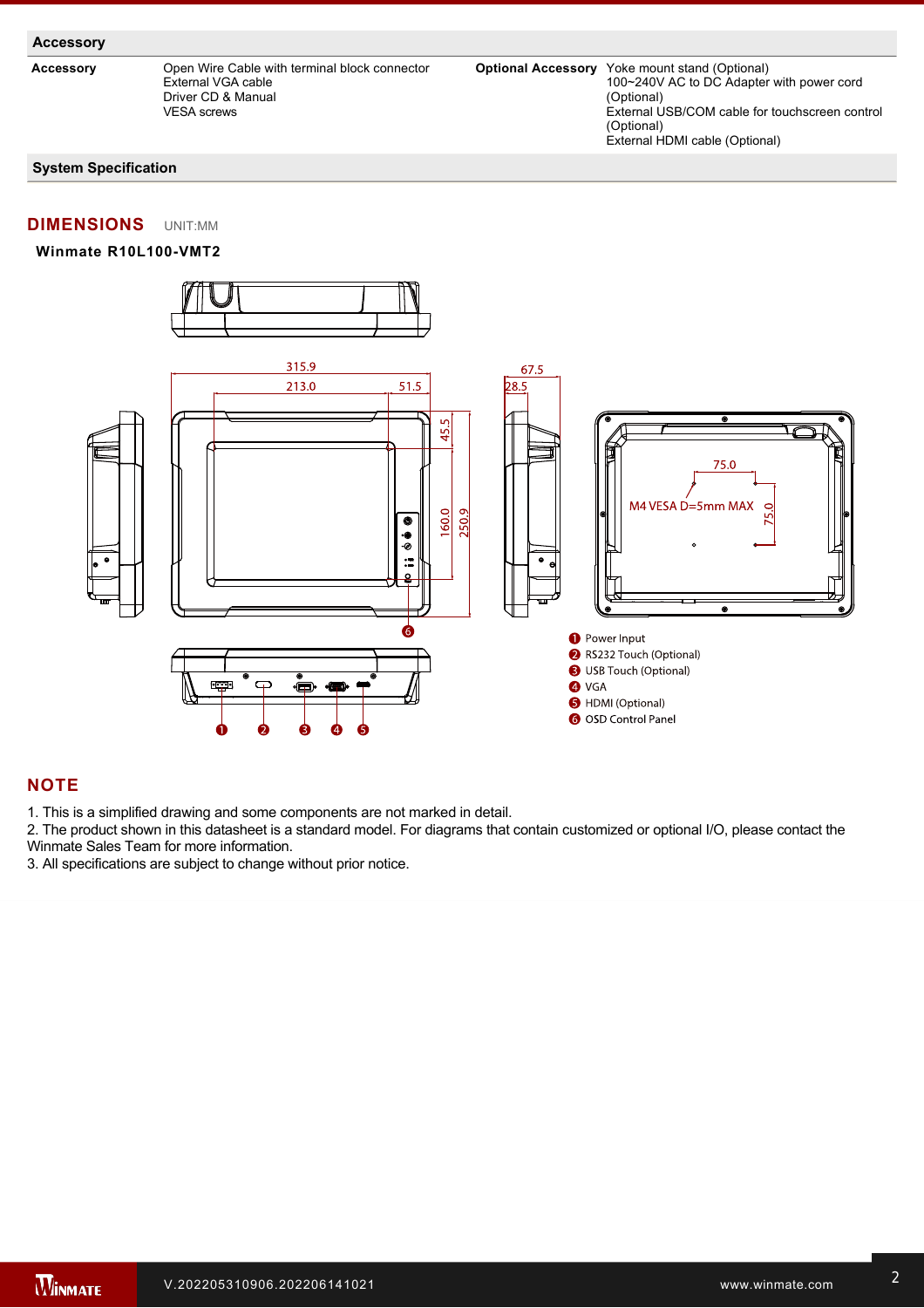## Accessory

| | | | |
|---|---|---|---|
| **Accessory** | Open Wire Cable with terminal block connector<br>External VGA cable<br>Driver CD & Manual<br>VESA screws | **Optional Accessory** | Yoke mount stand (Optional)<br>100~240V AC to DC Adapter with power cord (Optional)<br>External USB/COM cable for touchscreen control (Optional)<br>External HDMI cable (Optional) |

## System Specification

## DIMENSIONS UNIT:MM

**Winmate R10L100-VMT2**

315.9
213.0
51.5
45.5
160.0
250.9
67.5
28.5
75.0
M4 VESA D=5mm MAX
75.0

1. Power Input
2. RS232 Touch (Optional)
3. USB Touch (Optional)
4. VGA
5. HDMI (Optional)
6. OSD Control Panel

## NOTE

1. This is a simplified drawing and some components are not marked in detail.
2. The product shown in this datasheet is a standard model. For diagrams that contain customized or optional I/O, please contact the Winmate Sales Team for more information.
3. All specifications are subject to change without prior notice.